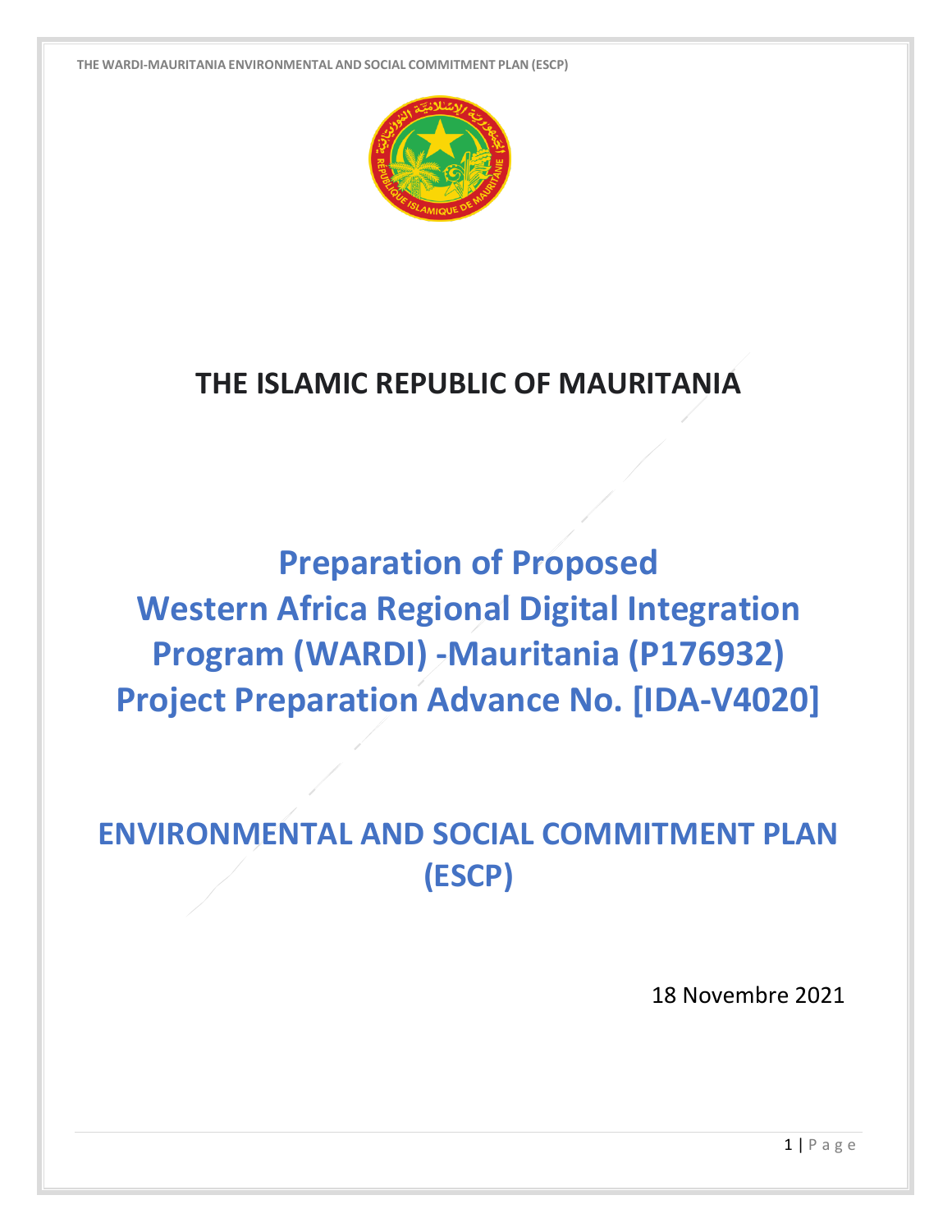# THE ISLAMIC REPUBLIC OF MAURITANIA

# Preparation of Proposed Western Africa Regional Digital Integration Program (WARDI) -Mauritania (P176932) Project Preparation Advance No. [IDA-V4020]

# ENVIRONMENTAL AND SOCIAL COMMITMENT PLAN (ESCP)

18 Novembre 2021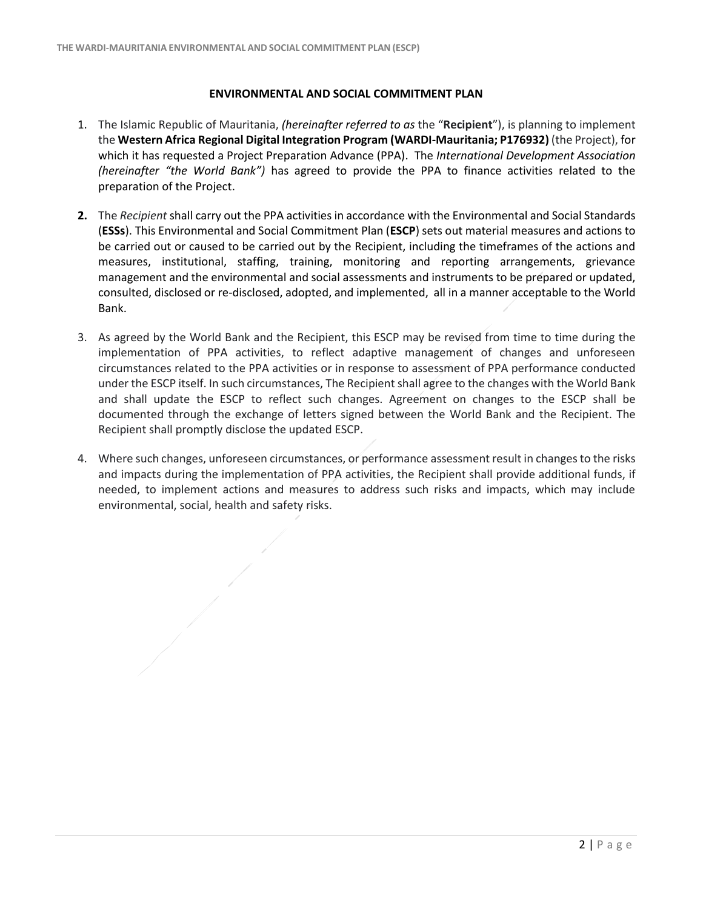## ENVIRONMENTAL AND SOCIAL COMMITMENT PLAN

1. The Islamic Republic of Mauritania, *(hereinafter referred to as* the "**Recipient**"), is planning to implement the **Western Africa Regional Digital Integration Program (WARDI-Mauritania; P176932)** (the Project), for which it has requested a Project Preparation Advance (PPA). The *International Development Association (hereinafter "the World Bank")* has agreed to provide the PPA to finance activities related to the preparation of the Project.

2. The *Recipient* shall carry out the PPA activities in accordance with the Environmental and Social Standards (**ESSs**). This Environmental and Social Commitment Plan (**ESCP**) sets out material measures and actions to be carried out or caused to be carried out by the Recipient, including the timeframes of the actions and measures, institutional, staffing, training, monitoring and reporting arrangements, grievance management and the environmental and social assessments and instruments to be prepared or updated, consulted, disclosed or re-disclosed, adopted, and implemented, all in a manner acceptable to the World Bank.

3. As agreed by the World Bank and the Recipient, this ESCP may be revised from time to time during the implementation of PPA activities, to reflect adaptive management of changes and unforeseen circumstances related to the PPA activities or in response to assessment of PPA performance conducted under the ESCP itself. In such circumstances, The Recipient shall agree to the changes with the World Bank and shall update the ESCP to reflect such changes. Agreement on changes to the ESCP shall be documented through the exchange of letters signed between the World Bank and the Recipient. The Recipient shall promptly disclose the updated ESCP.

4. Where such changes, unforeseen circumstances, or performance assessment result in changes to the risks and impacts during the implementation of PPA activities, the Recipient shall provide additional funds, if needed, to implement actions and measures to address such risks and impacts, which may include environmental, social, health and safety risks.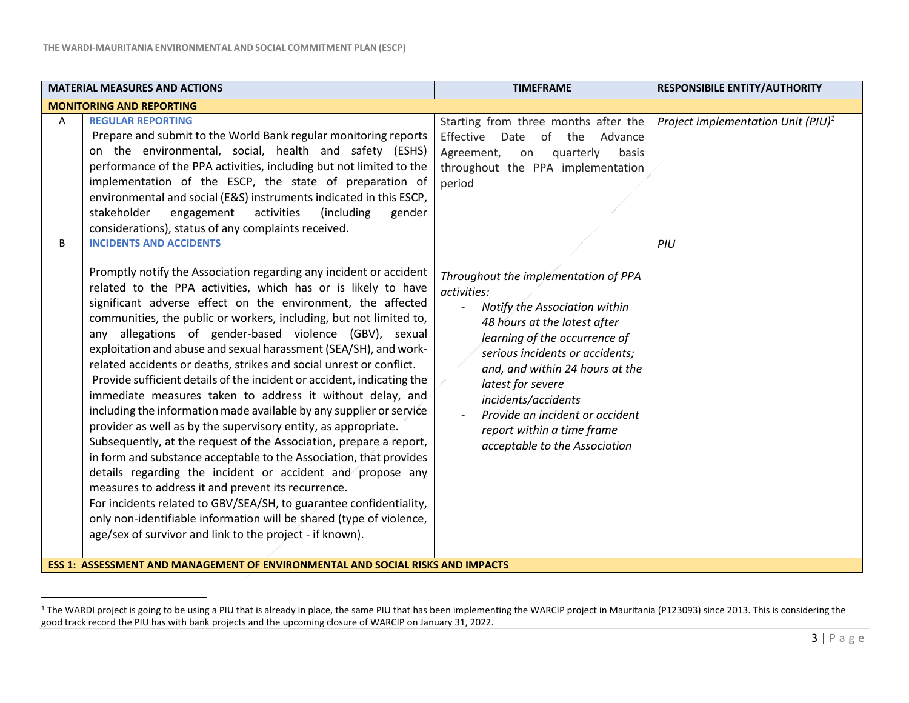| | MATERIAL MEASURES AND ACTIONS | TIMEFRAME | RESPONSIBILE ENTITY/AUTHORITY |
|---|---|---|---|
| **MONITORING AND REPORTING** | | | |
| A | **REGULAR REPORTING**<br>Prepare and submit to the World Bank regular monitoring reports on the environmental, social, health and safety (ESHS) performance of the PPA activities, including but not limited to the implementation of the ESCP, the state of preparation of environmental and social (E&S) instruments indicated in this ESCP, stakeholder engagement activities (including gender considerations), status of any complaints received. | Starting from three months after the Effective Date of the Advance Agreement, on quarterly basis throughout the PPA implementation period | *Project implementation Unit (PIU)*[1] |
| B | **INCIDENTS AND ACCIDENTS**<br><br>Promptly notify the Association regarding any incident or accident related to the PPA activities, which has or is likely to have significant adverse effect on the environment, the affected communities, the public or workers, including, but not limited to, any allegations of gender-based violence (GBV), sexual exploitation and abuse and sexual harassment (SEA/SH), and work-related accidents or deaths, strikes and social unrest or conflict.<br>Provide sufficient details of the incident or accident, indicating the immediate measures taken to address it without delay, and including the information made available by any supplier or service provider as well as by the supervisory entity, as appropriate.<br>Subsequently, at the request of the Association, prepare a report, in form and substance acceptable to the Association, that provides details regarding the incident or accident and propose any measures to address it and prevent its recurrence.<br>For incidents related to GBV/SEA/SH, to guarantee confidentiality, only non-identifiable information will be shared (type of violence, age/sex of survivor and link to the project - if known). | *Throughout the implementation of PPA activities:*<br>- *Notify the Association within 48 hours at the latest after learning of the occurrence of serious incidents or accidents; and, and within 24 hours at the latest for severe incidents/accidents*<br>- *Provide an incident or accident report within a time frame acceptable to the Association* | *PIU* |
| **ESS 1: ASSESSMENT AND MANAGEMENT OF ENVIRONMENTAL AND SOCIAL RISKS AND IMPACTS** | | | |

[1] The WARDI project is going to be using a PIU that is already in place, the same PIU that has been implementing the WARCIP project in Mauritania (P123093) since 2013. This is considering the good track record the PIU has with bank projects and the upcoming closure of WARCIP on January 31, 2022.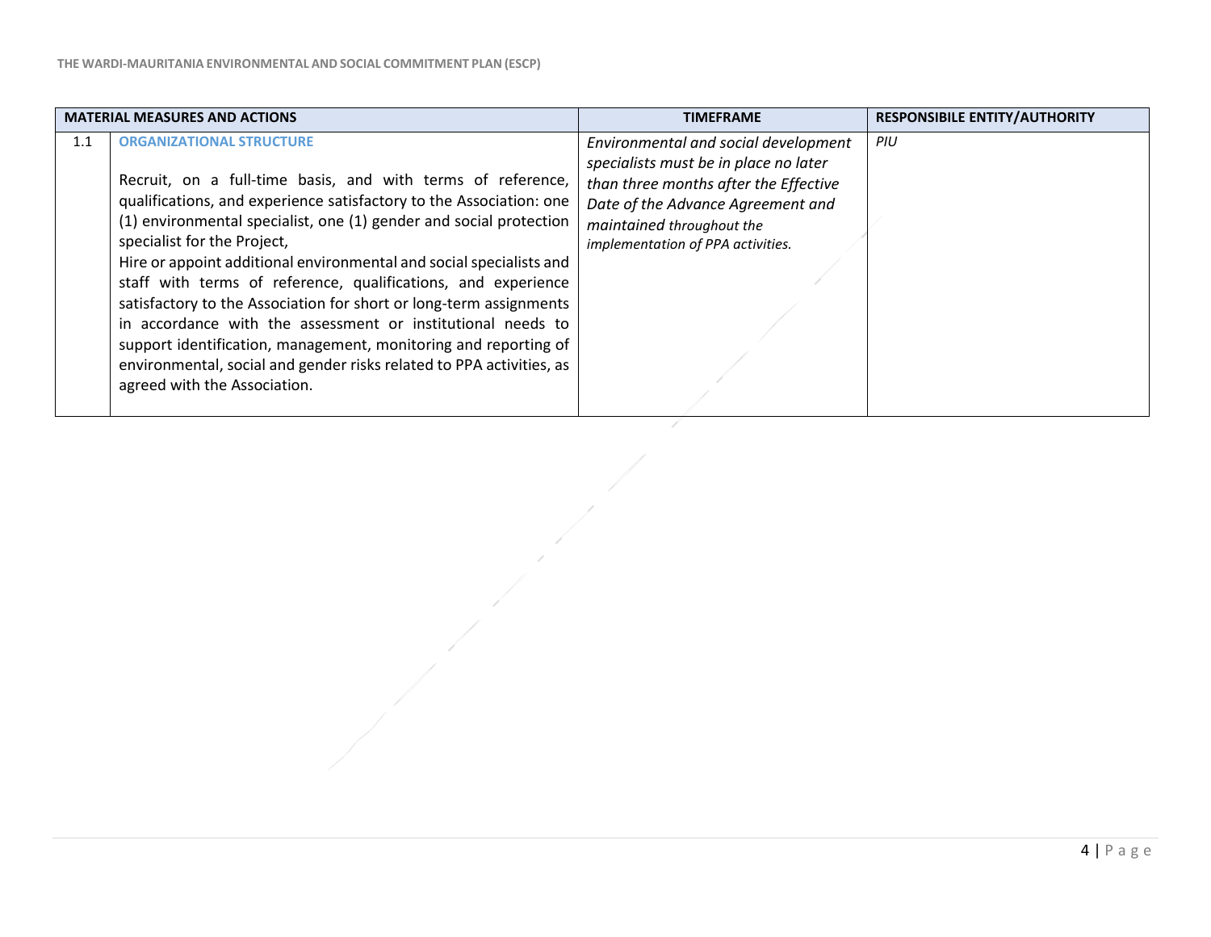| | MATERIAL MEASURES AND ACTIONS | TIMEFRAME | RESPONSIBILE ENTITY/AUTHORITY |
|---|---|---|---|
| 1.1 | **ORGANIZATIONAL STRUCTURE**<br><br>Recruit, on a full-time basis, and with terms of reference, qualifications, and experience satisfactory to the Association: one (1) environmental specialist, one (1) gender and social protection specialist for the Project,<br>Hire or appoint additional environmental and social specialists and staff with terms of reference, qualifications, and experience satisfactory to the Association for short or long-term assignments in accordance with the assessment or institutional needs to support identification, management, monitoring and reporting of environmental, social and gender risks related to PPA activities, as agreed with the Association. | *Environmental and social development specialists must be in place no later than three months after the Effective Date of the Advance Agreement and maintained throughout the implementation of PPA activities.* | *PIU* |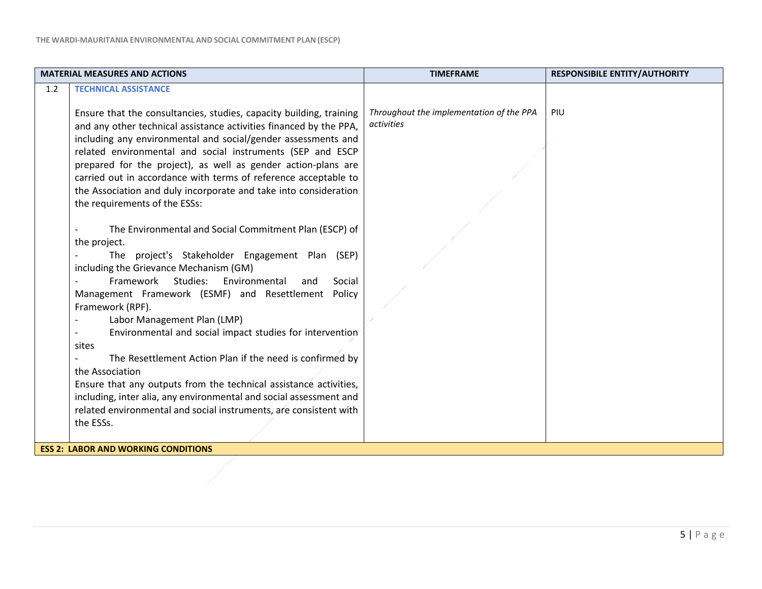| MATERIAL MEASURES AND ACTIONS | | TIMEFRAME | RESPONSIBILE ENTITY/AUTHORITY |
|---|---|---|---|
| 1.2 | **TECHNICAL ASSISTANCE**<br><br>Ensure that the consultancies, studies, capacity building, training and any other technical assistance activities financed by the PPA, including any environmental and social/gender assessments and related environmental and social instruments (SEP and ESCP prepared for the project), as well as gender action-plans are carried out in accordance with terms of reference acceptable to the Association and duly incorporate and take into consideration the requirements of the ESSs:<br><br>- The Environmental and Social Commitment Plan (ESCP) of the project.<br>- The project's Stakeholder Engagement Plan (SEP) including the Grievance Mechanism (GM)<br>- Framework Studies: Environmental and Social Management Framework (ESMF) and Resettlement Policy Framework (RPF).<br>- Labor Management Plan (LMP)<br>- Environmental and social impact studies for intervention sites<br>- The Resettlement Action Plan if the need is confirmed by the Association<br>Ensure that any outputs from the technical assistance activities, including, inter alia, any environmental and social assessment and related environmental and social instruments, are consistent with the ESSs. | *Throughout the implementation of the PPA activities* | PIU |
| **ESS 2: LABOR AND WORKING CONDITIONS** | | | |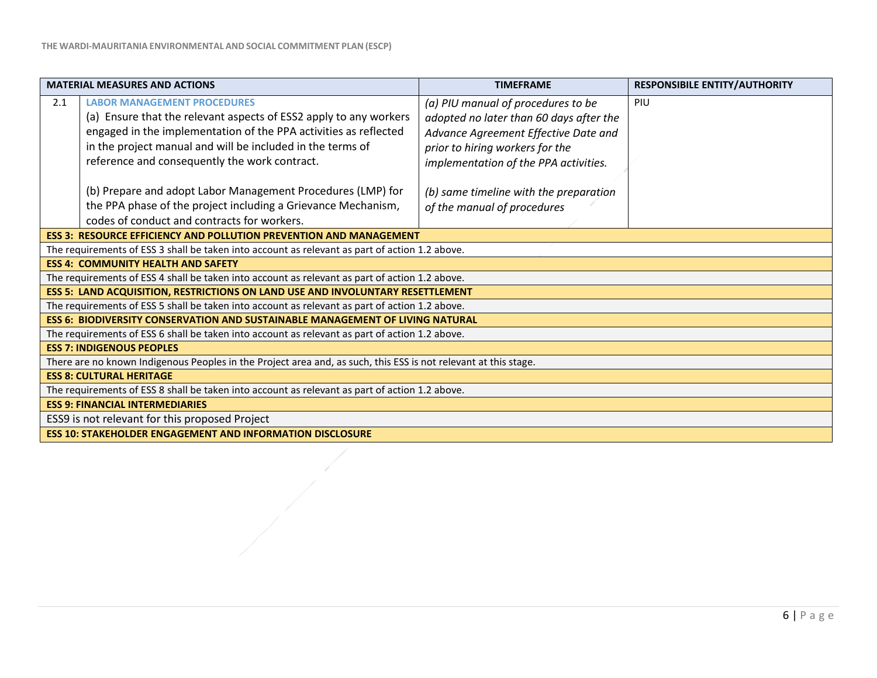| | MATERIAL MEASURES AND ACTIONS | TIMEFRAME | RESPONSIBILE ENTITY/AUTHORITY |
|---|---|---|---|
| 2.1 | **LABOR MANAGEMENT PROCEDURES**<br>(a) Ensure that the relevant aspects of ESS2 apply to any workers engaged in the implementation of the PPA activities as reflected in the project manual and will be included in the terms of reference and consequently the work contract.<br><br>(b) Prepare and adopt Labor Management Procedures (LMP) for the PPA phase of the project including a Grievance Mechanism, codes of conduct and contracts for workers. | *(a) PIU manual of procedures to be adopted no later than 60 days after the Advance Agreement Effective Date and prior to hiring workers for the implementation of the PPA activities.*<br><br>*(b) same timeline with the preparation of the manual of procedures* | PIU |
| **ESS 3: RESOURCE EFFICIENCY AND POLLUTION PREVENTION AND MANAGEMENT** | | | |
| The requirements of ESS 3 shall be taken into account as relevant as part of action 1.2 above. | | | |
| **ESS 4: COMMUNITY HEALTH AND SAFETY** | | | |
| The requirements of ESS 4 shall be taken into account as relevant as part of action 1.2 above. | | | |
| **ESS 5: LAND ACQUISITION, RESTRICTIONS ON LAND USE AND INVOLUNTARY RESETTLEMENT** | | | |
| The requirements of ESS 5 shall be taken into account as relevant as part of action 1.2 above. | | | |
| **ESS 6: BIODIVERSITY CONSERVATION AND SUSTAINABLE MANAGEMENT OF LIVING NATURAL** | | | |
| The requirements of ESS 6 shall be taken into account as relevant as part of action 1.2 above. | | | |
| **ESS 7: INDIGENOUS PEOPLES** | | | |
| There are no known Indigenous Peoples in the Project area and, as such, this ESS is not relevant at this stage. | | | |
| **ESS 8: CULTURAL HERITAGE** | | | |
| The requirements of ESS 8 shall be taken into account as relevant as part of action 1.2 above. | | | |
| **ESS 9: FINANCIAL INTERMEDIARIES** | | | |
| ESS9 is not relevant for this proposed Project | | | |
| **ESS 10: STAKEHOLDER ENGAGEMENT AND INFORMATION DISCLOSURE** | | | |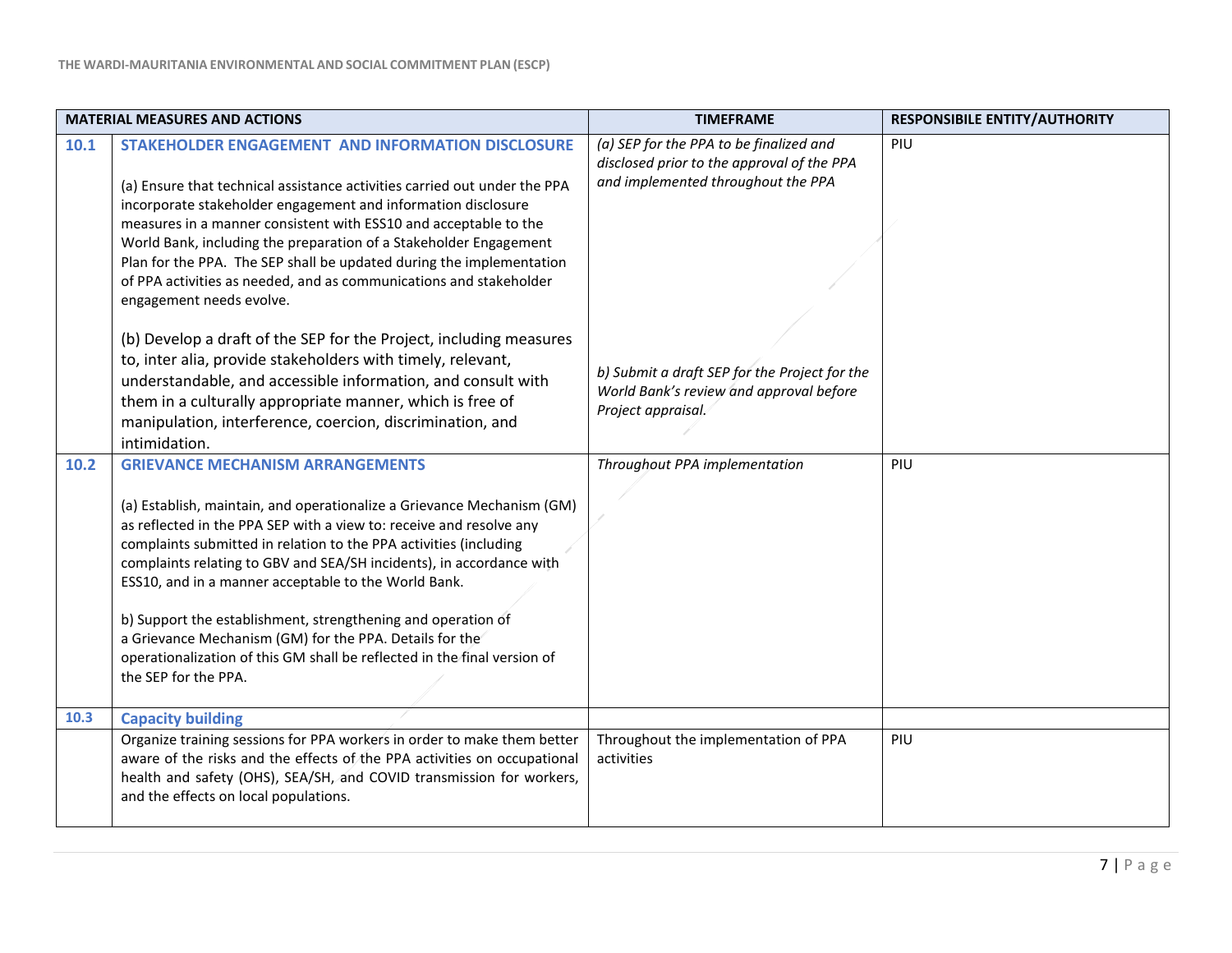| MATERIAL MEASURES AND ACTIONS | | TIMEFRAME | RESPONSIBILE ENTITY/AUTHORITY |
|---|---|---|---|
| **10.1** | **STAKEHOLDER ENGAGEMENT AND INFORMATION DISCLOSURE**<br><br>(a) Ensure that technical assistance activities carried out under the PPA incorporate stakeholder engagement and information disclosure measures in a manner consistent with ESS10 and acceptable to the World Bank, including the preparation of a Stakeholder Engagement Plan for the PPA. The SEP shall be updated during the implementation of PPA activities as needed, and as communications and stakeholder engagement needs evolve.<br><br>(b) Develop a draft of the SEP for the Project, including measures to, inter alia, provide stakeholders with timely, relevant, understandable, and accessible information, and consult with them in a culturally appropriate manner, which is free of manipulation, interference, coercion, discrimination, and intimidation. | *(a) SEP for the PPA to be finalized and disclosed prior to the approval of the PPA and implemented throughout the PPA*<br><br>*b) Submit a draft SEP for the Project for the World Bank's review and approval before Project appraisal.* | PIU |
| **10.2** | **GRIEVANCE MECHANISM ARRANGEMENTS**<br><br>(a) Establish, maintain, and operationalize a Grievance Mechanism (GM) as reflected in the PPA SEP with a view to: receive and resolve any complaints submitted in relation to the PPA activities (including complaints relating to GBV and SEA/SH incidents), in accordance with ESS10, and in a manner acceptable to the World Bank.<br><br>b) Support the establishment, strengthening and operation of a Grievance Mechanism (GM) for the PPA. Details for the operationalization of this GM shall be reflected in the final version of the SEP for the PPA. | *Throughout PPA implementation* | PIU |
| **10.3** | **Capacity building** | | |
| | Organize training sessions for PPA workers in order to make them better aware of the risks and the effects of the PPA activities on occupational health and safety (OHS), SEA/SH, and COVID transmission for workers, and the effects on local populations. | Throughout the implementation of PPA activities | PIU |